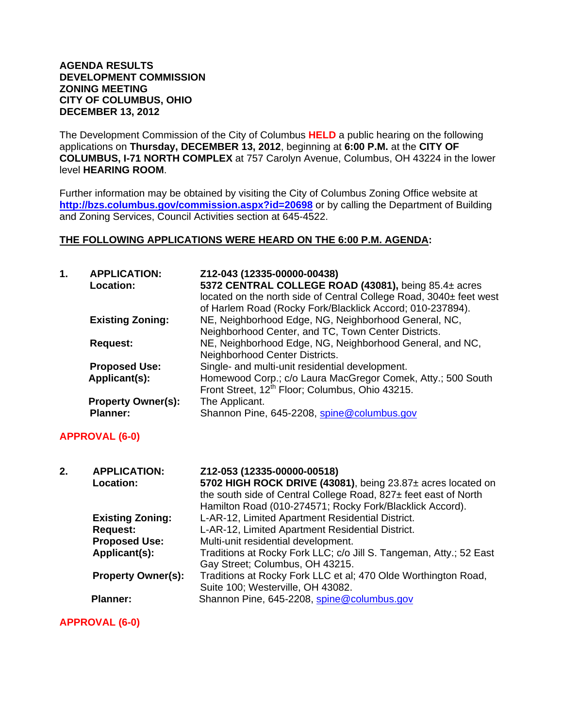**AGENDA RESULTS**
**DEVELOPMENT COMMISSION**
**ZONING MEETING**
**CITY OF COLUMBUS, OHIO**
**DECEMBER 13, 2012**

The Development Commission of the City of Columbus **HELD** a public hearing on the following applications on **Thursday, DECEMBER 13, 2012**, beginning at **6:00 P.M.** at the **CITY OF COLUMBUS, I-71 NORTH COMPLEX** at 757 Carolyn Avenue, Columbus, OH 43224 in the lower level **HEARING ROOM**.

Further information may be obtained by visiting the City of Columbus Zoning Office website at **http://bzs.columbus.gov/commission.aspx?id=20698** or by calling the Department of Building and Zoning Services, Council Activities section at 645-4522.

**THE FOLLOWING APPLICATIONS WERE HEARD ON THE 6:00 P.M. AGENDA:**

**1. APPLICATION:** **Z12-043 (12335-00000-00438)**
**Location:** **5372 CENTRAL COLLEGE ROAD (43081),** being 85.4± acres located on the north side of Central College Road, 3040± feet west of Harlem Road (Rocky Fork/Blacklick Accord; 010-237894).
**Existing Zoning:** NE, Neighborhood Edge, NG, Neighborhood General, NC, Neighborhood Center, and TC, Town Center Districts.
**Request:** NE, Neighborhood Edge, NG, Neighborhood General, and NC, Neighborhood Center Districts.
**Proposed Use:** Single- and multi-unit residential development.
**Applicant(s):** Homewood Corp.; c/o Laura MacGregor Comek, Atty.; 500 South Front Street, 12th Floor; Columbus, Ohio 43215.
**Property Owner(s):** The Applicant.
**Planner:** Shannon Pine, 645-2208, spine@columbus.gov

**APPROVAL (6-0)**

**2. APPLICATION:** **Z12-053 (12335-00000-00518)**
**Location:** **5702 HIGH ROCK DRIVE (43081)**, being 23.87± acres located on the south side of Central College Road, 827± feet east of North Hamilton Road (010-274571; Rocky Fork/Blacklick Accord).
**Existing Zoning:** L-AR-12, Limited Apartment Residential District.
**Request:** L-AR-12, Limited Apartment Residential District.
**Proposed Use:** Multi-unit residential development.
**Applicant(s):** Traditions at Rocky Fork LLC; c/o Jill S. Tangeman, Atty.; 52 East Gay Street; Columbus, OH 43215.
**Property Owner(s):** Traditions at Rocky Fork LLC et al; 470 Olde Worthington Road, Suite 100; Westerville, OH 43082.
**Planner:** Shannon Pine, 645-2208, spine@columbus.gov

**APPROVAL (6-0)**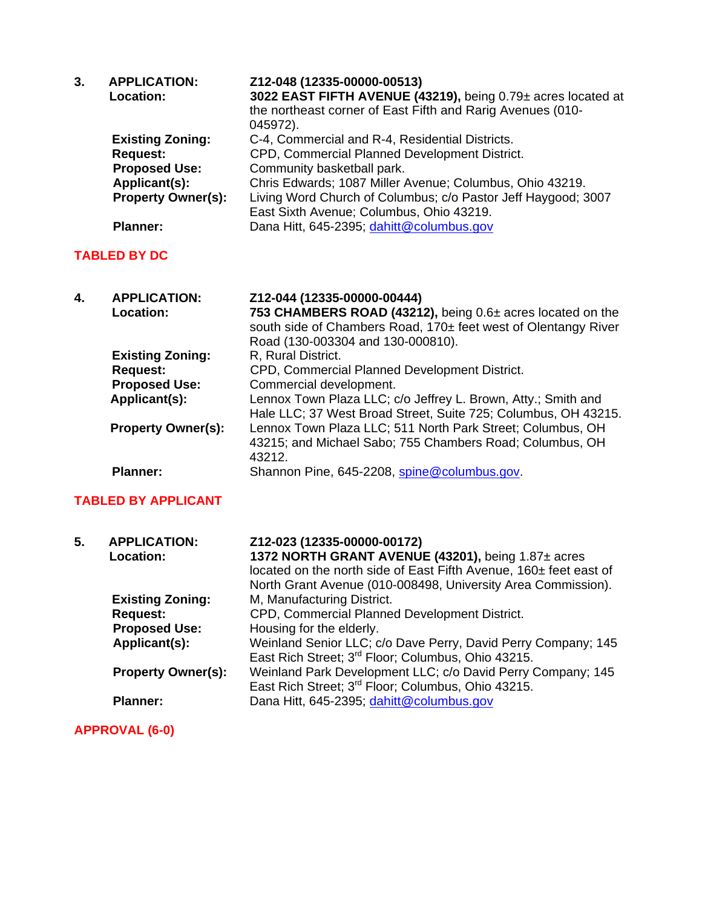**3. APPLICATION:** **Z12-048 (12335-00000-00513)**

**Location:** **3022 EAST FIFTH AVENUE (43219),** being 0.79± acres located at the northeast corner of East Fifth and Rarig Avenues (010-045972).

**Existing Zoning:** C-4, Commercial and R-4, Residential Districts.

**Request:** CPD, Commercial Planned Development District.

**Proposed Use:** Community basketball park.

**Applicant(s):** Chris Edwards; 1087 Miller Avenue; Columbus, Ohio 43219.

**Property Owner(s):** Living Word Church of Columbus; c/o Pastor Jeff Haygood; 3007 East Sixth Avenue; Columbus, Ohio 43219.

**Planner:** Dana Hitt, 645-2395; dahitt@columbus.gov

**TABLED BY DC**

**4. APPLICATION:** **Z12-044 (12335-00000-00444)**

**Location:** **753 CHAMBERS ROAD (43212),** being 0.6± acres located on the south side of Chambers Road, 170± feet west of Olentangy River Road (130-003304 and 130-000810).

**Existing Zoning:** R, Rural District.

**Request:** CPD, Commercial Planned Development District.

**Proposed Use:** Commercial development.

**Applicant(s):** Lennox Town Plaza LLC; c/o Jeffrey L. Brown, Atty.; Smith and Hale LLC; 37 West Broad Street, Suite 725; Columbus, OH 43215.

**Property Owner(s):** Lennox Town Plaza LLC; 511 North Park Street; Columbus, OH 43215; and Michael Sabo; 755 Chambers Road; Columbus, OH 43212.

**Planner:** Shannon Pine, 645-2208, spine@columbus.gov.

**TABLED BY APPLICANT**

**5. APPLICATION:** **Z12-023 (12335-00000-00172)**

**Location:** **1372 NORTH GRANT AVENUE (43201),** being 1.87± acres located on the north side of East Fifth Avenue, 160± feet east of North Grant Avenue (010-008498, University Area Commission).

**Existing Zoning:** M, Manufacturing District.

**Request:** CPD, Commercial Planned Development District.

**Proposed Use:** Housing for the elderly.

**Applicant(s):** Weinland Senior LLC; c/o Dave Perry, David Perry Company; 145 East Rich Street; 3rd Floor; Columbus, Ohio 43215.

**Property Owner(s):** Weinland Park Development LLC; c/o David Perry Company; 145 East Rich Street; 3rd Floor; Columbus, Ohio 43215.

**Planner:** Dana Hitt, 645-2395; dahitt@columbus.gov

**APPROVAL (6-0)**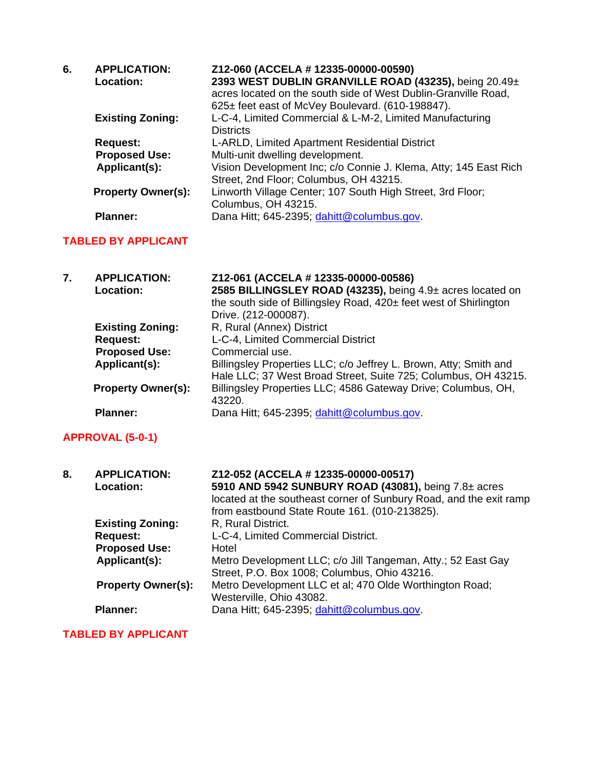**6.** **APPLICATION:** **Z12-060 (ACCELA # 12335-00000-00590)**

**Location:** **2393 WEST DUBLIN GRANVILLE ROAD (43235),** being 20.49± acres located on the south side of West Dublin-Granville Road, 625± feet east of McVey Boulevard. (610-198847).

**Existing Zoning:** L-C-4, Limited Commercial & L-M-2, Limited Manufacturing Districts

**Request:** L-ARLD, Limited Apartment Residential District

**Proposed Use:** Multi-unit dwelling development.

**Applicant(s):** Vision Development Inc; c/o Connie J. Klema, Atty; 145 East Rich Street, 2nd Floor; Columbus, OH 43215.

**Property Owner(s):** Linworth Village Center; 107 South High Street, 3rd Floor; Columbus, OH 43215.

**Planner:** Dana Hitt; 645-2395; dahitt@columbus.gov.

**TABLED BY APPLICANT**

**7.** **APPLICATION:** **Z12-061 (ACCELA # 12335-00000-00586)**

**Location:** **2585 BILLINGSLEY ROAD (43235),** being 4.9± acres located on the south side of Billingsley Road, 420± feet west of Shirlington Drive. (212-000087).

**Existing Zoning:** R, Rural (Annex) District

**Request:** L-C-4, Limited Commercial District

**Proposed Use:** Commercial use.

**Applicant(s):** Billingsley Properties LLC; c/o Jeffrey L. Brown, Atty; Smith and Hale LLC; 37 West Broad Street, Suite 725; Columbus, OH 43215.

**Property Owner(s):** Billingsley Properties LLC; 4586 Gateway Drive; Columbus, OH, 43220.

**Planner:** Dana Hitt; 645-2395; dahitt@columbus.gov.

**APPROVAL (5-0-1)**

**8.** **APPLICATION:** **Z12-052 (ACCELA # 12335-00000-00517)**

**Location:** **5910 AND 5942 SUNBURY ROAD (43081),** being 7.8± acres located at the southeast corner of Sunbury Road, and the exit ramp from eastbound State Route 161. (010-213825).

**Existing Zoning:** R, Rural District.

**Request:** L-C-4, Limited Commercial District.

**Proposed Use:** Hotel

**Applicant(s):** Metro Development LLC; c/o Jill Tangeman, Atty.; 52 East Gay Street, P.O. Box 1008; Columbus, Ohio 43216.

**Property Owner(s):** Metro Development LLC et al; 470 Olde Worthington Road; Westerville, Ohio 43082.

**Planner:** Dana Hitt; 645-2395; dahitt@columbus.gov.

**TABLED BY APPLICANT**